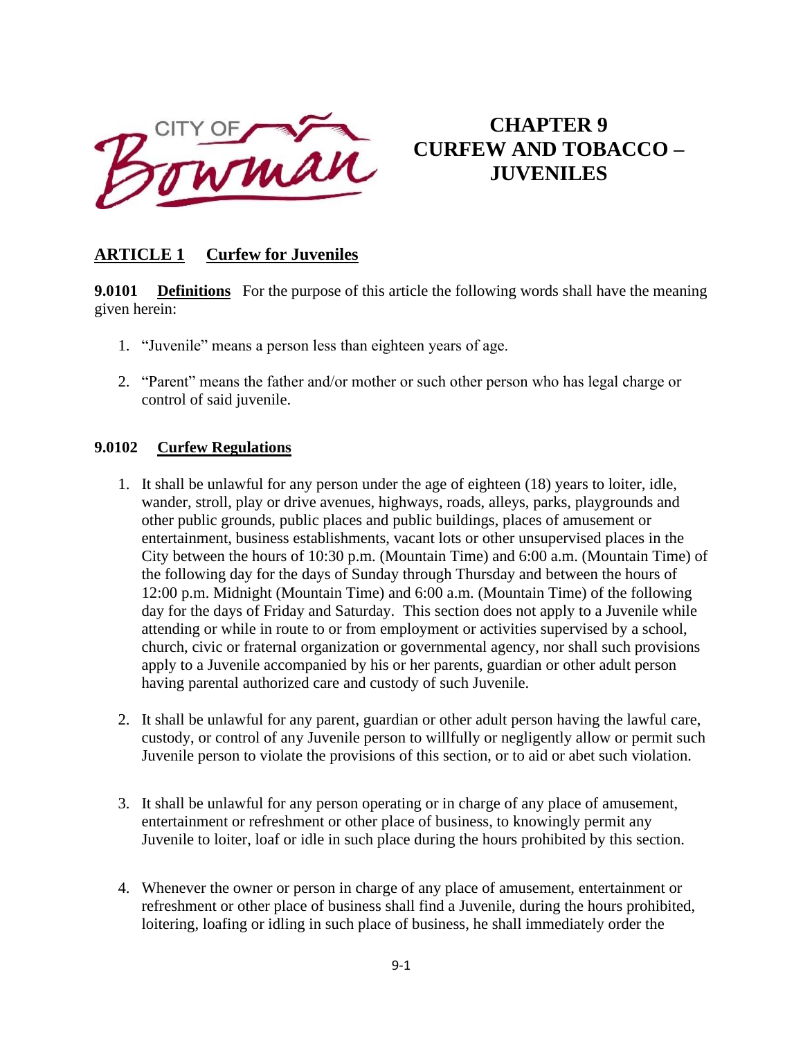CITY OF Bowman

# CHAPTER 9
# CURFEW AND TOBACCO – JUVENILES

## ARTICLE 1 Curfew for Juveniles

**9.0101 Definitions** For the purpose of this article the following words shall have the meaning given herein:

1. "Juvenile" means a person less than eighteen years of age.

2. "Parent" means the father and/or mother or such other person who has legal charge or control of said juvenile.

### 9.0102 Curfew Regulations

1. It shall be unlawful for any person under the age of eighteen (18) years to loiter, idle, wander, stroll, play or drive avenues, highways, roads, alleys, parks, playgrounds and other public grounds, public places and public buildings, places of amusement or entertainment, business establishments, vacant lots or other unsupervised places in the City between the hours of 10:30 p.m. (Mountain Time) and 6:00 a.m. (Mountain Time) of the following day for the days of Sunday through Thursday and between the hours of 12:00 p.m. Midnight (Mountain Time) and 6:00 a.m. (Mountain Time) of the following day for the days of Friday and Saturday. This section does not apply to a Juvenile while attending or while in route to or from employment or activities supervised by a school, church, civic or fraternal organization or governmental agency, nor shall such provisions apply to a Juvenile accompanied by his or her parents, guardian or other adult person having parental authorized care and custody of such Juvenile.

2. It shall be unlawful for any parent, guardian or other adult person having the lawful care, custody, or control of any Juvenile person to willfully or negligently allow or permit such Juvenile person to violate the provisions of this section, or to aid or abet such violation.

3. It shall be unlawful for any person operating or in charge of any place of amusement, entertainment or refreshment or other place of business, to knowingly permit any Juvenile to loiter, loaf or idle in such place during the hours prohibited by this section.

4. Whenever the owner or person in charge of any place of amusement, entertainment or refreshment or other place of business shall find a Juvenile, during the hours prohibited, loitering, loafing or idling in such place of business, he shall immediately order the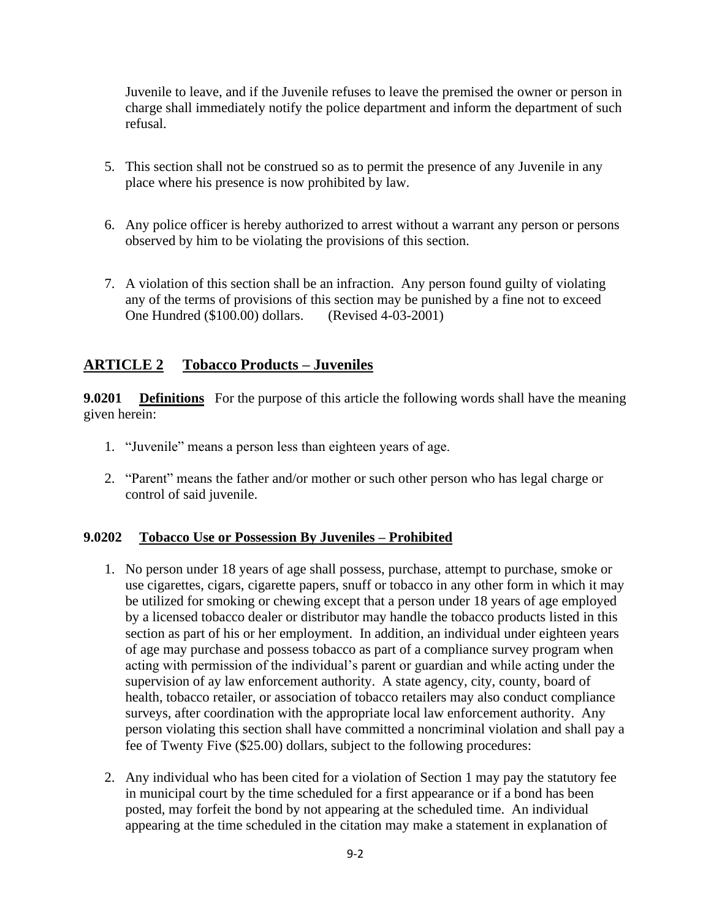Juvenile to leave, and if the Juvenile refuses to leave the premised the owner or person in charge shall immediately notify the police department and inform the department of such refusal.

5. This section shall not be construed so as to permit the presence of any Juvenile in any place where his presence is now prohibited by law.

6. Any police officer is hereby authorized to arrest without a warrant any person or persons observed by him to be violating the provisions of this section.

7. A violation of this section shall be an infraction. Any person found guilty of violating any of the terms of provisions of this section may be punished by a fine not to exceed One Hundred ($100.00) dollars. (Revised 4-03-2001)

## ARTICLE 2 Tobacco Products – Juveniles

**9.0201 Definitions** For the purpose of this article the following words shall have the meaning given herein:

1. "Juvenile" means a person less than eighteen years of age.

2. "Parent" means the father and/or mother or such other person who has legal charge or control of said juvenile.

**9.0202 Tobacco Use or Possession By Juveniles – Prohibited**

1. No person under 18 years of age shall possess, purchase, attempt to purchase, smoke or use cigarettes, cigars, cigarette papers, snuff or tobacco in any other form in which it may be utilized for smoking or chewing except that a person under 18 years of age employed by a licensed tobacco dealer or distributor may handle the tobacco products listed in this section as part of his or her employment. In addition, an individual under eighteen years of age may purchase and possess tobacco as part of a compliance survey program when acting with permission of the individual's parent or guardian and while acting under the supervision of ay law enforcement authority. A state agency, city, county, board of health, tobacco retailer, or association of tobacco retailers may also conduct compliance surveys, after coordination with the appropriate local law enforcement authority. Any person violating this section shall have committed a noncriminal violation and shall pay a fee of Twenty Five ($25.00) dollars, subject to the following procedures:

2. Any individual who has been cited for a violation of Section 1 may pay the statutory fee in municipal court by the time scheduled for a first appearance or if a bond has been posted, may forfeit the bond by not appearing at the scheduled time. An individual appearing at the time scheduled in the citation may make a statement in explanation of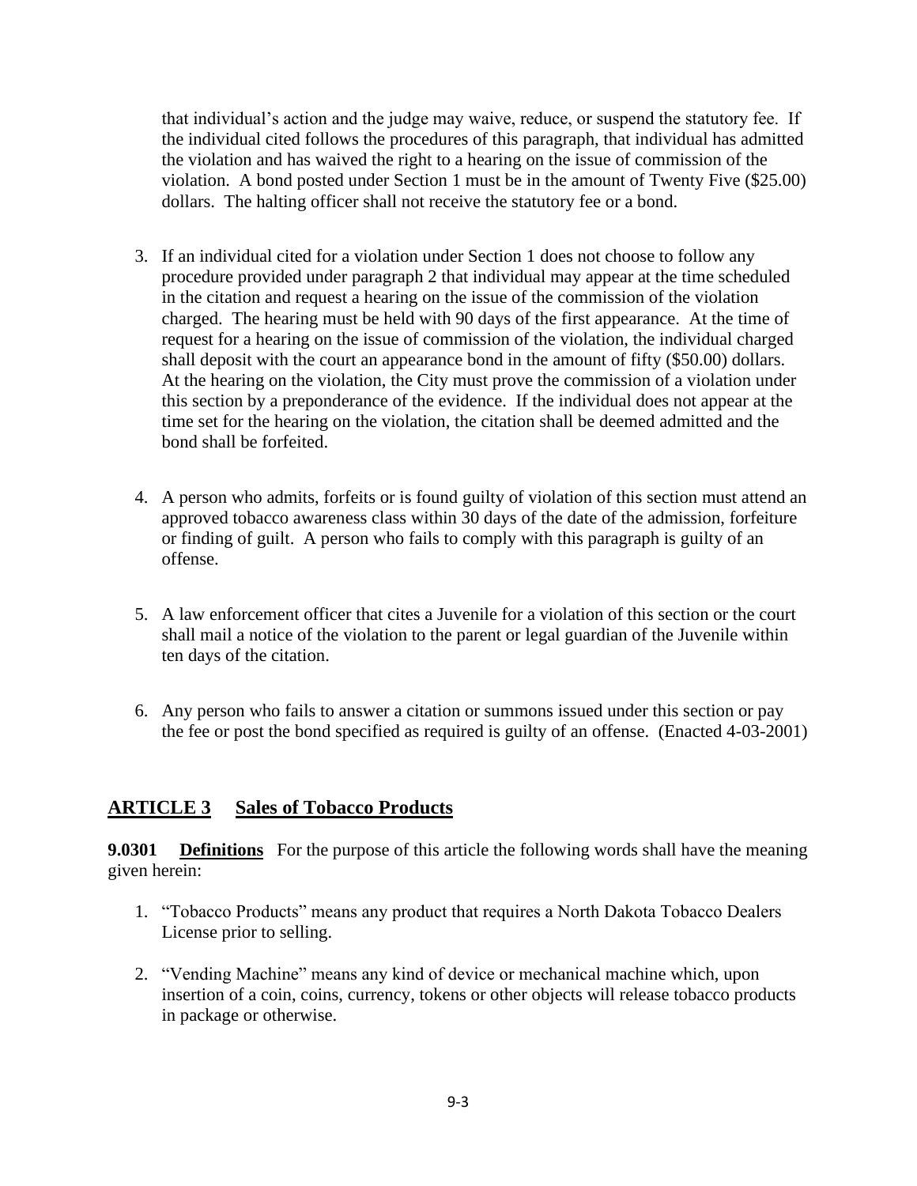that individual's action and the judge may waive, reduce, or suspend the statutory fee. If the individual cited follows the procedures of this paragraph, that individual has admitted the violation and has waived the right to a hearing on the issue of commission of the violation. A bond posted under Section 1 must be in the amount of Twenty Five ($25.00) dollars. The halting officer shall not receive the statutory fee or a bond.

3. If an individual cited for a violation under Section 1 does not choose to follow any procedure provided under paragraph 2 that individual may appear at the time scheduled in the citation and request a hearing on the issue of the commission of the violation charged. The hearing must be held with 90 days of the first appearance. At the time of request for a hearing on the issue of commission of the violation, the individual charged shall deposit with the court an appearance bond in the amount of fifty ($50.00) dollars. At the hearing on the violation, the City must prove the commission of a violation under this section by a preponderance of the evidence. If the individual does not appear at the time set for the hearing on the violation, the citation shall be deemed admitted and the bond shall be forfeited.

4. A person who admits, forfeits or is found guilty of violation of this section must attend an approved tobacco awareness class within 30 days of the date of the admission, forfeiture or finding of guilt. A person who fails to comply with this paragraph is guilty of an offense.

5. A law enforcement officer that cites a Juvenile for a violation of this section or the court shall mail a notice of the violation to the parent or legal guardian of the Juvenile within ten days of the citation.

6. Any person who fails to answer a citation or summons issued under this section or pay the fee or post the bond specified as required is guilty of an offense. (Enacted 4-03-2001)

## ARTICLE 3 Sales of Tobacco Products

**9.0301 Definitions** For the purpose of this article the following words shall have the meaning given herein:

1. "Tobacco Products" means any product that requires a North Dakota Tobacco Dealers License prior to selling.

2. "Vending Machine" means any kind of device or mechanical machine which, upon insertion of a coin, coins, currency, tokens or other objects will release tobacco products in package or otherwise.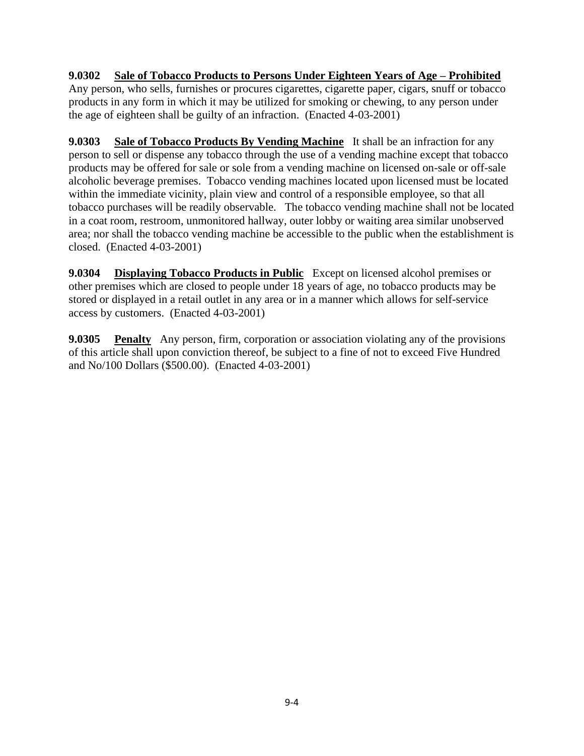**9.0302 Sale of Tobacco Products to Persons Under Eighteen Years of Age – Prohibited**
Any person, who sells, furnishes or procures cigarettes, cigarette paper, cigars, snuff or tobacco products in any form in which it may be utilized for smoking or chewing, to any person under the age of eighteen shall be guilty of an infraction. (Enacted 4-03-2001)

**9.0303 Sale of Tobacco Products By Vending Machine** It shall be an infraction for any person to sell or dispense any tobacco through the use of a vending machine except that tobacco products may be offered for sale or sole from a vending machine on licensed on-sale or off-sale alcoholic beverage premises. Tobacco vending machines located upon licensed must be located within the immediate vicinity, plain view and control of a responsible employee, so that all tobacco purchases will be readily observable. The tobacco vending machine shall not be located in a coat room, restroom, unmonitored hallway, outer lobby or waiting area similar unobserved area; nor shall the tobacco vending machine be accessible to the public when the establishment is closed. (Enacted 4-03-2001)

**9.0304 Displaying Tobacco Products in Public** Except on licensed alcohol premises or other premises which are closed to people under 18 years of age, no tobacco products may be stored or displayed in a retail outlet in any area or in a manner which allows for self-service access by customers. (Enacted 4-03-2001)

**9.0305 Penalty** Any person, firm, corporation or association violating any of the provisions of this article shall upon conviction thereof, be subject to a fine of not to exceed Five Hundred and No/100 Dollars ($500.00). (Enacted 4-03-2001)